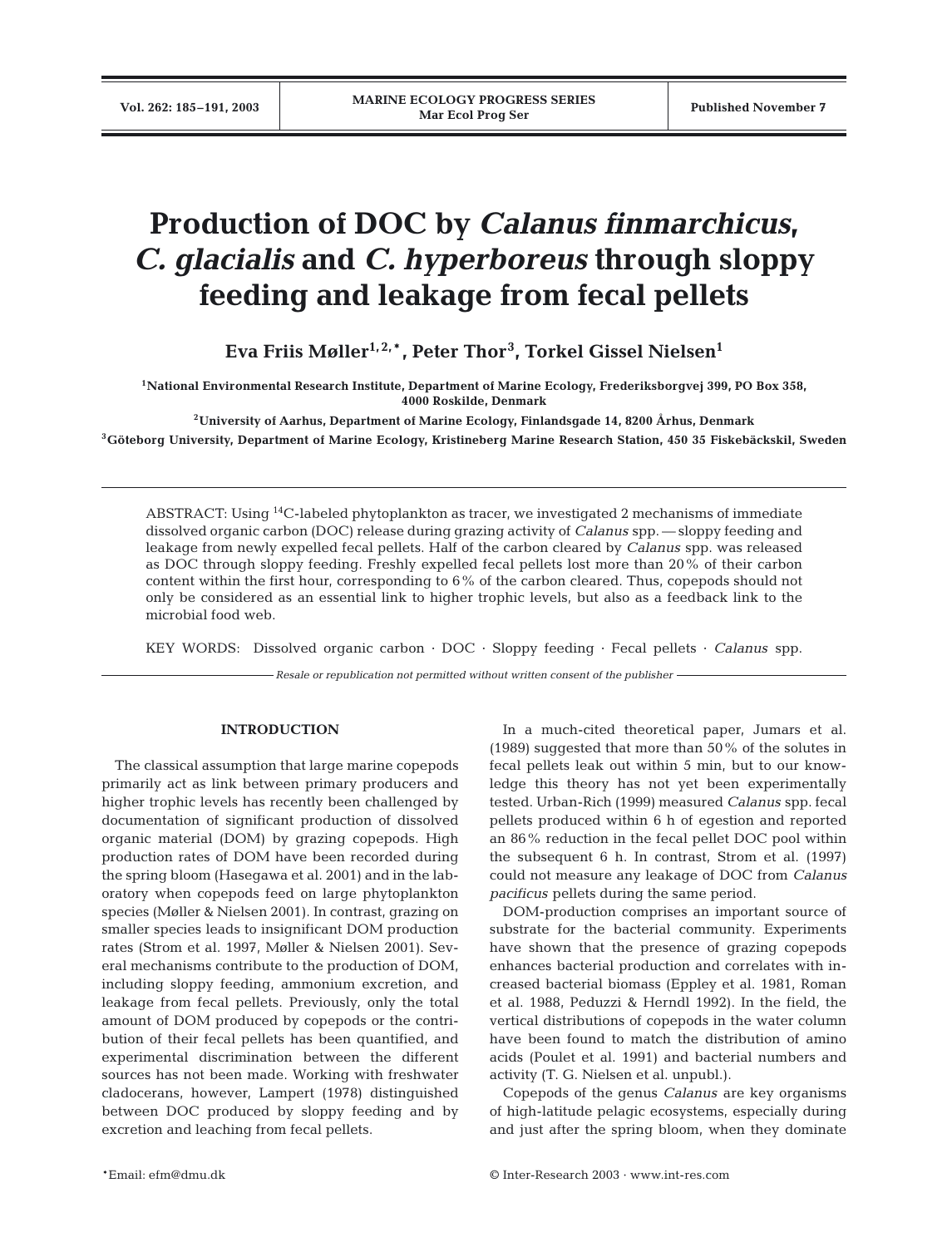# Production of DOC by *Calanus finmarchicus*, *C. glacialis* and *C. hyperboreus* through sloppy feeding and leakage from fecal pellets

**Eva Friis Møller[1,2,*], Peter Thor[3], Torkel Gissel Nielsen[1]**

[1]National Environmental Research Institute, Department of Marine Ecology, Frederiksborgvej 399, PO Box 358, 4000 Roskilde, Denmark

[2]University of Aarhus, Department of Marine Ecology, Finlandsgade 14, 8200 Århus, Denmark

[3]Göteborg University, Department of Marine Ecology, Kristineberg Marine Research Station, 450 35 Fiskebäckskil, Sweden

ABSTRACT: Using $^{14}C$-labeled phytoplankton as tracer, we investigated 2 mechanisms of immediate dissolved organic carbon (DOC) release during grazing activity of *Calanus* spp. — sloppy feeding and leakage from newly expelled fecal pellets. Half of the carbon cleared by *Calanus* spp. was released as DOC through sloppy feeding. Freshly expelled fecal pellets lost more than 20% of their carbon content within the first hour, corresponding to 6% of the carbon cleared. Thus, copepods should not only be considered as an essential link to higher trophic levels, but also as a feedback link to the microbial food web.

KEY WORDS: Dissolved organic carbon · DOC · Sloppy feeding · Fecal pellets · *Calanus* spp.

*Resale or republication not permitted without written consent of the publisher*

## INTRODUCTION

The classical assumption that large marine copepods primarily act as link between primary producers and higher trophic levels has recently been challenged by documentation of significant production of dissolved organic material (DOM) by grazing copepods. High production rates of DOM have been recorded during the spring bloom (Hasegawa et al. 2001) and in the laboratory when copepods feed on large phytoplankton species (Møller & Nielsen 2001). In contrast, grazing on smaller species leads to insignificant DOM production rates (Strom et al. 1997, Møller & Nielsen 2001). Several mechanisms contribute to the production of DOM, including sloppy feeding, ammonium excretion, and leakage from fecal pellets. Previously, only the total amount of DOM produced by copepods or the contribution of their fecal pellets has been quantified, and experimental discrimination between the different sources has not been made. Working with freshwater cladocerans, however, Lampert (1978) distinguished between DOC produced by sloppy feeding and by excretion and leaching from fecal pellets.

In a much-cited theoretical paper, Jumars et al. (1989) suggested that more than 50% of the solutes in fecal pellets leak out within 5 min, but to our knowledge this theory has not yet been experimentally tested. Urban-Rich (1999) measured *Calanus* spp. fecal pellets produced within 6 h of egestion and reported an 86% reduction in the fecal pellet DOC pool within the subsequent 6 h. In contrast, Strom et al. (1997) could not measure any leakage of DOC from *Calanus pacificus* pellets during the same period.

DOM-production comprises an important source of substrate for the bacterial community. Experiments have shown that the presence of grazing copepods enhances bacterial production and correlates with increased bacterial biomass (Eppley et al. 1981, Roman et al. 1988, Peduzzi & Herndl 1992). In the field, the vertical distributions of copepods in the water column have been found to match the distribution of amino acids (Poulet et al. 1991) and bacterial numbers and activity (T. G. Nielsen et al. unpubl.).

Copepods of the genus *Calanus* are key organisms of high-latitude pelagic ecosystems, especially during and just after the spring bloom, when they dominate

*Email: efm@dmu.dk

© Inter-Research 2003 · www.int-res.com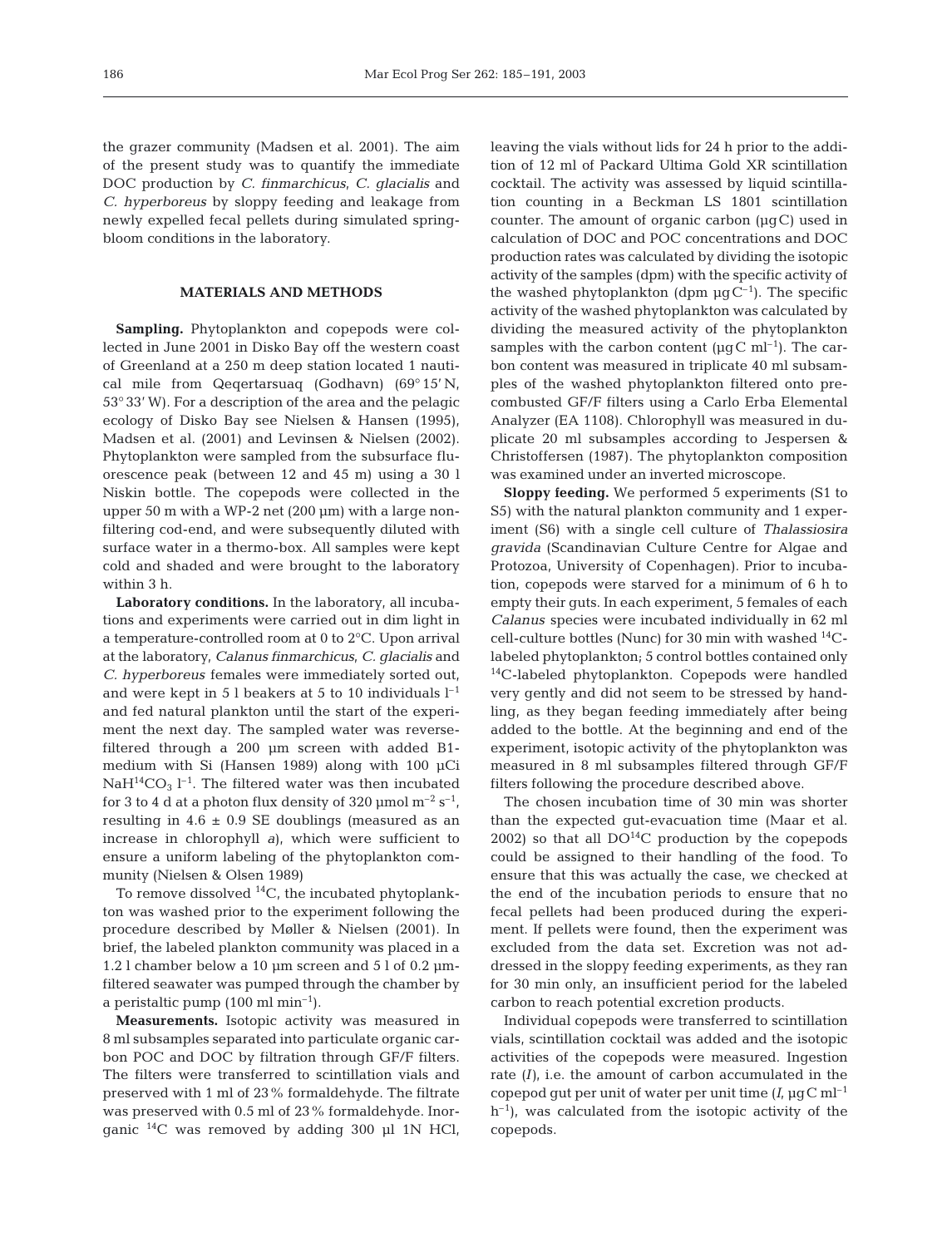the grazer community (Madsen et al. 2001). The aim of the present study was to quantify the immediate DOC production by *C. finmarchicus*, *C. glacialis* and *C. hyperboreus* by sloppy feeding and leakage from newly expelled fecal pellets during simulated spring-bloom conditions in the laboratory.

## MATERIALS AND METHODS

**Sampling.** Phytoplankton and copepods were collected in June 2001 in Disko Bay off the western coast of Greenland at a 250 m deep station located 1 nautical mile from Qeqertarsuaq (Godhavn) (69° 15′ N, 53° 33′ W). For a description of the area and the pelagic ecology of Disko Bay see Nielsen & Hansen (1995), Madsen et al. (2001) and Levinsen & Nielsen (2002). Phytoplankton were sampled from the subsurface fluorescence peak (between 12 and 45 m) using a 30 l Niskin bottle. The copepods were collected in the upper 50 m with a WP-2 net (200 µm) with a large non-filtering cod-end, and were subsequently diluted with surface water in a thermo-box. All samples were kept cold and shaded and were brought to the laboratory within 3 h.

**Laboratory conditions.** In the laboratory, all incubations and experiments were carried out in dim light in a temperature-controlled room at 0 to 2°C. Upon arrival at the laboratory, *Calanus finmarchicus*, *C. glacialis* and *C. hyperboreus* females were immediately sorted out, and were kept in 5 l beakers at 5 to 10 individuals $l^{-1}$ and fed natural plankton until the start of the experiment the next day. The sampled water was reverse-filtered through a 200 µm screen with added B1-medium with Si (Hansen 1989) along with 100 µCi $NaH^{14}CO_3$ $l^{-1}$. The filtered water was then incubated for 3 to 4 d at a photon flux density of 320 µmol $m^{-2}$ $s^{-1}$, resulting in 4.6 ± 0.9 SE doublings (measured as an increase in chlorophyll *a*), which were sufficient to ensure a uniform labeling of the phytoplankton community (Nielsen & Olsen 1989)

To remove dissolved $^{14}C$, the incubated phytoplankton was washed prior to the experiment following the procedure described by Møller & Nielsen (2001). In brief, the labeled plankton community was placed in a 1.2 l chamber below a 10 µm screen and 5 l of 0.2 µm-filtered seawater was pumped through the chamber by a peristaltic pump (100 ml $min^{-1}$).

**Measurements.** Isotopic activity was measured in 8 ml subsamples separated into particulate organic carbon POC and DOC by filtration through GF/F filters. The filters were transferred to scintillation vials and preserved with 1 ml of 23% formaldehyde. The filtrate was preserved with 0.5 ml of 23% formaldehyde. Inorganic $^{14}C$ was removed by adding 300 µl 1N HCl, leaving the vials without lids for 24 h prior to the addition of 12 ml of Packard Ultima Gold XR scintillation cocktail. The activity was assessed by liquid scintillation counting in a Beckman LS 1801 scintillation counter. The amount of organic carbon (µg C) used in calculation of DOC and POC concentrations and DOC production rates was calculated by dividing the isotopic activity of the samples (dpm) with the specific activity of the washed phytoplankton (dpm µg $C^{-1}$). The specific activity of the washed phytoplankton was calculated by dividing the measured activity of the phytoplankton samples with the carbon content (µg C $ml^{-1}$). The carbon content was measured in triplicate 40 ml subsamples of the washed phytoplankton filtered onto pre-combusted GF/F filters using a Carlo Erba Elemental Analyzer (EA 1108). Chlorophyll was measured in duplicate 20 ml subsamples according to Jespersen & Christoffersen (1987). The phytoplankton composition was examined under an inverted microscope.

**Sloppy feeding.** We performed 5 experiments (S1 to S5) with the natural plankton community and 1 experiment (S6) with a single cell culture of *Thalassiosira gravida* (Scandinavian Culture Centre for Algae and Protozoa, University of Copenhagen). Prior to incubation, copepods were starved for a minimum of 6 h to empty their guts. In each experiment, 5 females of each *Calanus* species were incubated individually in 62 ml cell-culture bottles (Nunc) for 30 min with washed $^{14}C$-labeled phytoplankton; 5 control bottles contained only $^{14}C$-labeled phytoplankton. Copepods were handled very gently and did not seem to be stressed by handling, as they began feeding immediately after being added to the bottle. At the beginning and end of the experiment, isotopic activity of the phytoplankton was measured in 8 ml subsamples filtered through GF/F filters following the procedure described above.

The chosen incubation time of 30 min was shorter than the expected gut-evacuation time (Maar et al. 2002) so that all $DO^{14}C$ production by the copepods could be assigned to their handling of the food. To ensure that this was actually the case, we checked at the end of the incubation periods to ensure that no fecal pellets had been produced during the experiment. If pellets were found, then the experiment was excluded from the data set. Excretion was not addressed in the sloppy feeding experiments, as they ran for 30 min only, an insufficient period for the labeled carbon to reach potential excretion products.

Individual copepods were transferred to scintillation vials, scintillation cocktail was added and the isotopic activities of the copepods were measured. Ingestion rate (*I*), i.e. the amount of carbon accumulated in the copepod gut per unit of water per unit time (*I*, µg C $ml^{-1}$ $h^{-1}$), was calculated from the isotopic activity of the copepods.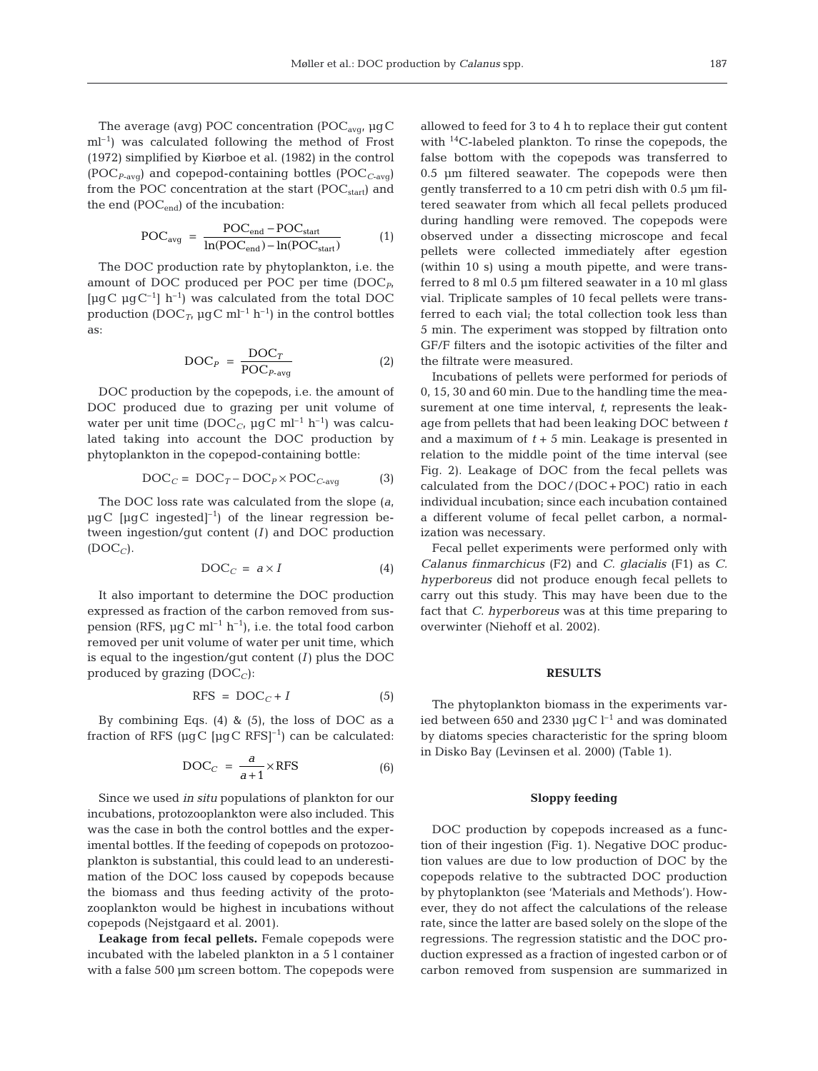The average (avg) POC concentration ($POC_{avg}$, µg C ml$^{-1}$) was calculated following the method of Frost (1972) simplified by Kiørboe et al. (1982) in the control ($POC_{P\text{-avg}}$) and copepod-containing bottles ($POC_{C\text{-avg}}$) from the POC concentration at the start ($POC_{start}$) and the end ($POC_{end}$) of the incubation:

$$POC_{avg} = \frac{POC_{end} - POC_{start}}{\ln(POC_{end}) - \ln(POC_{start})} \quad (1)$$

The DOC production rate by phytoplankton, i.e. the amount of DOC produced per POC per time ($DOC_P$, [µg C µg C$^{-1}$] h$^{-1}$) was calculated from the total DOC production ($DOC_T$, µg C ml$^{-1}$ h$^{-1}$) in the control bottles as:

$$DOC_P = \frac{DOC_T}{POC_{P\text{-avg}}} \quad (2)$$

DOC production by the copepods, i.e. the amount of DOC produced due to grazing per unit volume of water per unit time ($DOC_C$, µg C ml$^{-1}$ h$^{-1}$) was calculated taking into account the DOC production by phytoplankton in the copepod-containing bottle:

$$DOC_C = DOC_T - DOC_P \times POC_{C\text{-avg}} \quad (3)$$

The DOC loss rate was calculated from the slope ($a$, µg C [µg C ingested]$^{-1}$) of the linear regression between ingestion/gut content ($I$) and DOC production ($DOC_C$).

$$DOC_C = a \times I \quad (4)$$

It also important to determine the DOC production expressed as fraction of the carbon removed from suspension (RFS, µg C ml$^{-1}$ h$^{-1}$), i.e. the total food carbon removed per unit volume of water per unit time, which is equal to the ingestion/gut content ($I$) plus the DOC produced by grazing ($DOC_C$):

$$RFS = DOC_C + I \quad (5)$$

By combining Eqs. (4) & (5), the loss of DOC as a fraction of RFS (µg C [µg C RFS]$^{-1}$) can be calculated:

$$DOC_C = \frac{a}{a+1} \times RFS \quad (6)$$

Since we used *in situ* populations of plankton for our incubations, protozooplankton were also included. This was the case in both the control bottles and the experimental bottles. If the feeding of copepods on protozooplankton is substantial, this could lead to an underestimation of the DOC loss caused by copepods because the biomass and thus feeding activity of the protozooplankton would be highest in incubations without copepods (Nejstgaard et al. 2001).

**Leakage from fecal pellets.** Female copepods were incubated with the labeled plankton in a 5 l container with a false 500 µm screen bottom. The copepods were allowed to feed for 3 to 4 h to replace their gut content with $^{14}$C-labeled plankton. To rinse the copepods, the false bottom with the copepods was transferred to 0.5 µm filtered seawater. The copepods were then gently transferred to a 10 cm petri dish with 0.5 µm filtered seawater from which all fecal pellets produced during handling were removed. The copepods were observed under a dissecting microscope and fecal pellets were collected immediately after egestion (within 10 s) using a mouth pipette, and were transferred to 8 ml 0.5 µm filtered seawater in a 10 ml glass vial. Triplicate samples of 10 fecal pellets were transferred to each vial; the total collection took less than 5 min. The experiment was stopped by filtration onto GF/F filters and the isotopic activities of the filter and the filtrate were measured.

Incubations of pellets were performed for periods of 0, 15, 30 and 60 min. Due to the handling time the measurement at one time interval, $t$, represents the leakage from pellets that had been leaking DOC between $t$ and a maximum of $t + 5$ min. Leakage is presented in relation to the middle point of the time interval (see Fig. 2). Leakage of DOC from the fecal pellets was calculated from the DOC/(DOC + POC) ratio in each individual incubation; since each incubation contained a different volume of fecal pellet carbon, a normalization was necessary.

Fecal pellet experiments were performed only with *Calanus finmarchicus* (F2) and *C. glacialis* (F1) as *C. hyperboreus* did not produce enough fecal pellets to carry out this study. This may have been due to the fact that *C. hyperboreus* was at this time preparing to overwinter (Niehoff et al. 2002).

## RESULTS

The phytoplankton biomass in the experiments varied between 650 and 2330 µg C l$^{-1}$ and was dominated by diatoms species characteristic for the spring bloom in Disko Bay (Levinsen et al. 2000) (Table 1).

### Sloppy feeding

DOC production by copepods increased as a function of their ingestion (Fig. 1). Negative DOC production values are due to low production of DOC by the copepods relative to the subtracted DOC production by phytoplankton (see 'Materials and Methods'). However, they do not affect the calculations of the release rate, since the latter are based solely on the slope of the regressions. The regression statistic and the DOC production expressed as a fraction of ingested carbon or of carbon removed from suspension are summarized in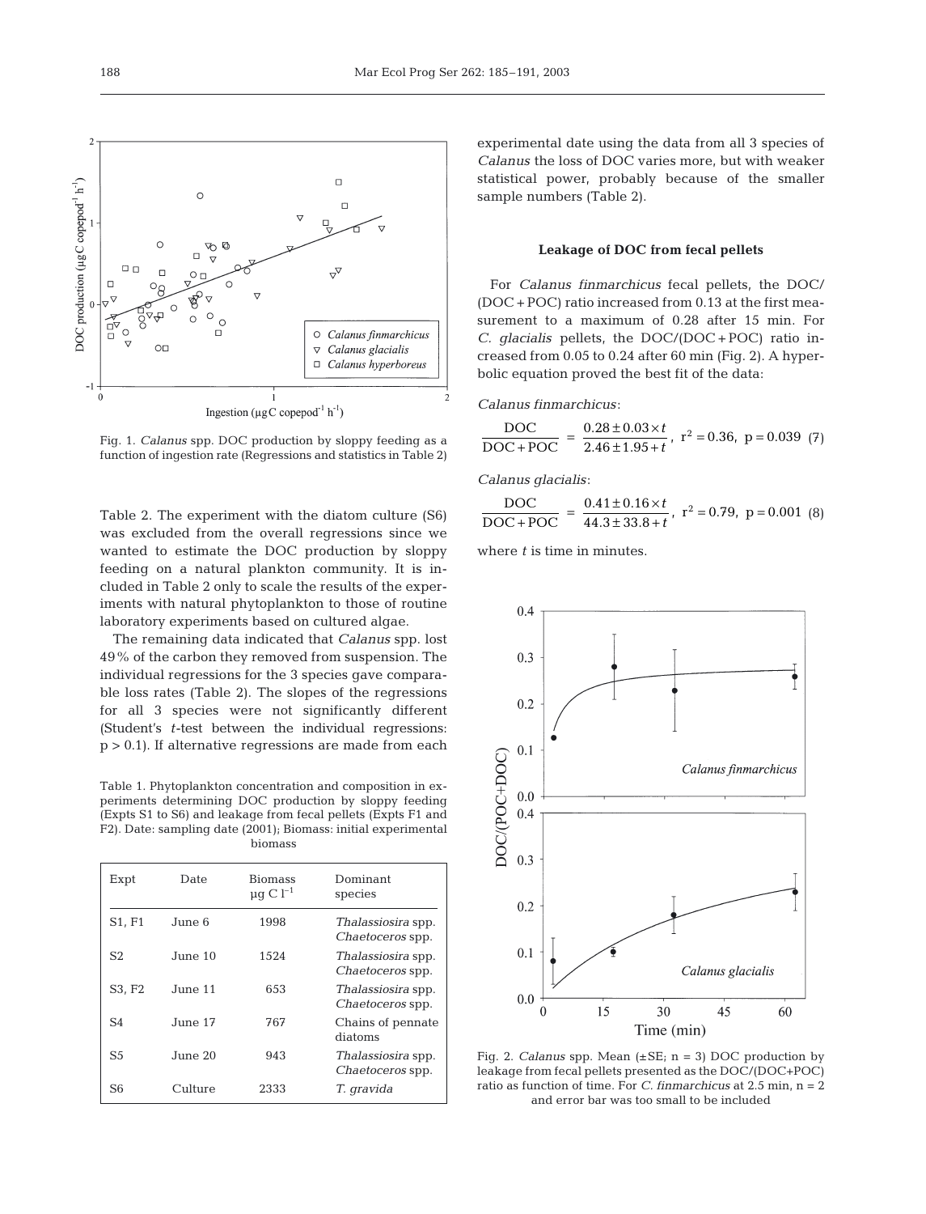Fig. 1. *Calanus* spp. DOC production by sloppy feeding as a function of ingestion rate (Regressions and statistics in Table 2)

Table 2. The experiment with the diatom culture (S6) was excluded from the overall regressions since we wanted to estimate the DOC production by sloppy feeding on a natural plankton community. It is included in Table 2 only to scale the results of the experiments with natural phytoplankton to those of routine laboratory experiments based on cultured algae.

The remaining data indicated that *Calanus* spp. lost 49% of the carbon they removed from suspension. The individual regressions for the 3 species gave comparable loss rates (Table 2). The slopes of the regressions for all 3 species were not significantly different (Student's *t*-test between the individual regressions: $p > 0.1$). If alternative regressions are made from each experimental date using the data from all 3 species of *Calanus* the loss of DOC varies more, but with weaker statistical power, probably because of the smaller sample numbers (Table 2).

Table 1. Phytoplankton concentration and composition in experiments determining DOC production by sloppy feeding (Expts S1 to S6) and leakage from fecal pellets (Expts F1 and F2). Date: sampling date (2001); Biomass: initial experimental biomass

| Expt | Date | Biomass µg C $l^{-1}$ | Dominant species |
|---|---|---|---|
| S1, F1 | June 6 | 1998 | *Thalassiosira* spp. *Chaetoceros* spp. |
| S2 | June 10 | 1524 | *Thalassiosira* spp. *Chaetoceros* spp. |
| S3, F2 | June 11 | 653 | *Thalassiosira* spp. *Chaetoceros* spp. |
| S4 | June 17 | 767 | Chains of pennate diatoms |
| S5 | June 20 | 943 | *Thalassiosira* spp. *Chaetoceros* spp. |
| S6 | Culture | 2333 | *T. gravida* |

### Leakage of DOC from fecal pellets

For *Calanus finmarchicus* fecal pellets, the DOC/(DOC + POC) ratio increased from 0.13 at the first measurement to a maximum of 0.28 after 15 min. For *C. glacialis* pellets, the DOC/(DOC + POC) ratio increased from 0.05 to 0.24 after 60 min (Fig. 2). A hyperbolic equation proved the best fit of the data:

*Calanus finmarchicus*:

$$\frac{\text{DOC}}{\text{DOC} + \text{POC}} = \frac{0.28 \pm 0.03 \times t}{2.46 \pm 1.95 + t},\ r^2 = 0.36,\ p = 0.039 \quad (7)$$

*Calanus glacialis*:

$$\frac{\text{DOC}}{\text{DOC} + \text{POC}} = \frac{0.41 \pm 0.16 \times t}{44.3 \pm 33.8 + t},\ r^2 = 0.79,\ p = 0.001 \quad (8)$$

where $t$ is time in minutes.

Fig. 2. *Calanus* spp. Mean (±SE; n = 3) DOC production by leakage from fecal pellets presented as the DOC/(DOC+POC) ratio as function of time. For *C. finmarchicus* at 2.5 min, n = 2 and error bar was too small to be included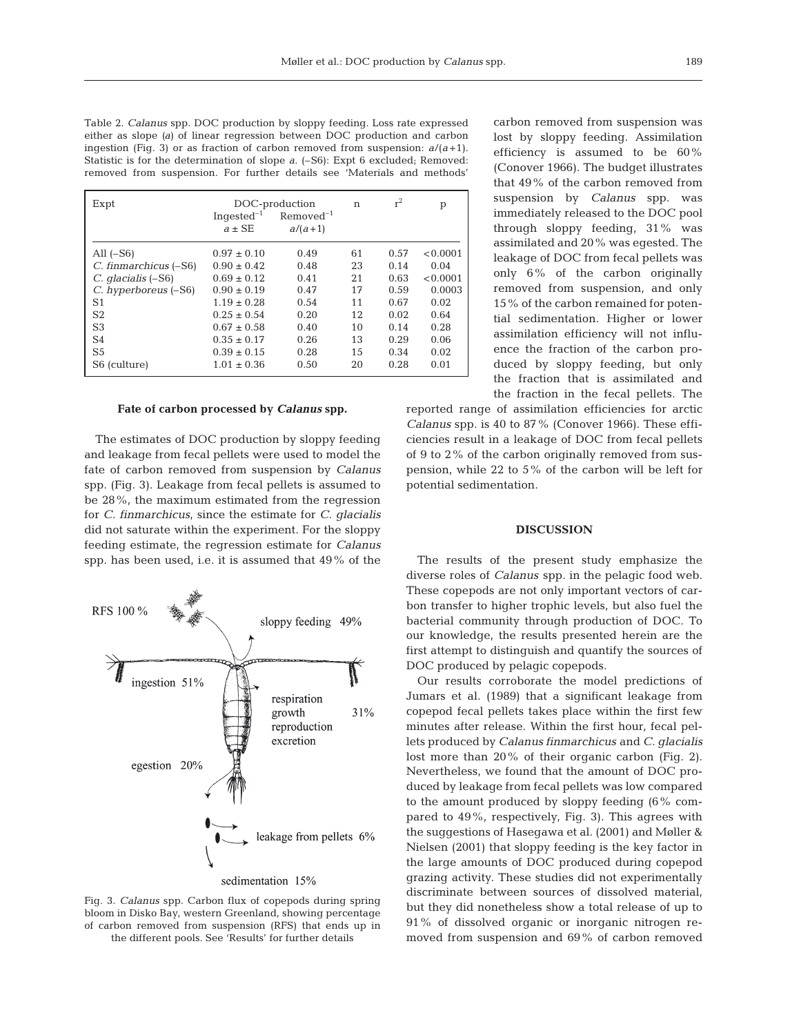Table 2. *Calanus* spp. DOC production by sloppy feeding. Loss rate expressed either as slope (*a*) of linear regression between DOC production and carbon ingestion (Fig. 3) or as fraction of carbon removed from suspension: $a/(a+1)$. Statistic is for the determination of slope *a*. (–S6): Expt 6 excluded; Removed: removed from suspension. For further details see 'Materials and methods'

| Expt | DOC-production | | n | $r^2$ | p |
|---|---|---|---|---|---|
| | Ingested$^{-1}$ $a \pm$ SE | Removed$^{-1}$ $a/(a+1)$ | | | |
| All (–S6) | 0.97 ± 0.10 | 0.49 | 61 | 0.57 | < 0.0001 |
| *C. finmarchicus* (–S6) | 0.90 ± 0.42 | 0.48 | 23 | 0.14 | 0.04 |
| *C. glacialis* (–S6) | 0.69 ± 0.12 | 0.41 | 21 | 0.63 | < 0.0001 |
| *C. hyperboreus* (–S6) | 0.90 ± 0.19 | 0.47 | 17 | 0.59 | 0.0003 |
| S1 | 1.19 ± 0.28 | 0.54 | 11 | 0.67 | 0.02 |
| S2 | 0.25 ± 0.54 | 0.20 | 12 | 0.02 | 0.64 |
| S3 | 0.67 ± 0.58 | 0.40 | 10 | 0.14 | 0.28 |
| S4 | 0.35 ± 0.17 | 0.26 | 13 | 0.29 | 0.06 |
| S5 | 0.39 ± 0.15 | 0.28 | 15 | 0.34 | 0.02 |
| S6 (culture) | 1.01 ± 0.36 | 0.50 | 20 | 0.28 | 0.01 |

### Fate of carbon processed by *Calanus* spp.

The estimates of DOC production by sloppy feeding and leakage from fecal pellets were used to model the fate of carbon removed from suspension by *Calanus* spp. (Fig. 3). Leakage from fecal pellets is assumed to be 28%, the maximum estimated from the regression for *C. finmarchicus*, since the estimate for *C. glacialis* did not saturate within the experiment. For the sloppy feeding estimate, the regression estimate for *Calanus* spp. has been used, i.e. it is assumed that 49% of the carbon removed from suspension was lost by sloppy feeding. Assimilation efficiency is assumed to be 60% (Conover 1966). The budget illustrates that 49% of the carbon removed from suspension by *Calanus* spp. was immediately released to the DOC pool through sloppy feeding, 31% was assimilated and 20% was egested. The leakage of DOC from fecal pellets was only 6% of the carbon originally removed from suspension, and only 15% of the carbon remained for potential sedimentation. Higher or lower assimilation efficiency will not influence the fraction of the carbon produced by sloppy feeding, but only the fraction that is assimilated and the fraction in the fecal pellets. The reported range of assimilation efficiencies for arctic *Calanus* spp. is 40 to 87% (Conover 1966). These efficiencies result in a leakage of DOC from fecal pellets of 9 to 2% of the carbon originally removed from suspension, while 22 to 5% of the carbon will be left for potential sedimentation.

Fig. 3. *Calanus* spp. Carbon flux of copepods during spring bloom in Disko Bay, western Greenland, showing percentage of carbon removed from suspension (RFS) that ends up in the different pools. See 'Results' for further details

## DISCUSSION

The results of the present study emphasize the diverse roles of *Calanus* spp. in the pelagic food web. These copepods are not only important vectors of carbon transfer to higher trophic levels, but also fuel the bacterial community through production of DOC. To our knowledge, the results presented herein are the first attempt to distinguish and quantify the sources of DOC produced by pelagic copepods.

Our results corroborate the model predictions of Jumars et al. (1989) that a significant leakage from copepod fecal pellets takes place within the first few minutes after release. Within the first hour, fecal pellets produced by *Calanus finmarchicus* and *C. glacialis* lost more than 20% of their organic carbon (Fig. 2). Nevertheless, we found that the amount of DOC produced by leakage from fecal pellets was low compared to the amount produced by sloppy feeding (6% compared to 49%, respectively, Fig. 3). This agrees with the suggestions of Hasegawa et al. (2001) and Møller & Nielsen (2001) that sloppy feeding is the key factor in the large amounts of DOC produced during copepod grazing activity. These studies did not experimentally discriminate between sources of dissolved material, but they did nonetheless show a total release of up to 91% of dissolved organic or inorganic nitrogen removed from suspension and 69% of carbon removed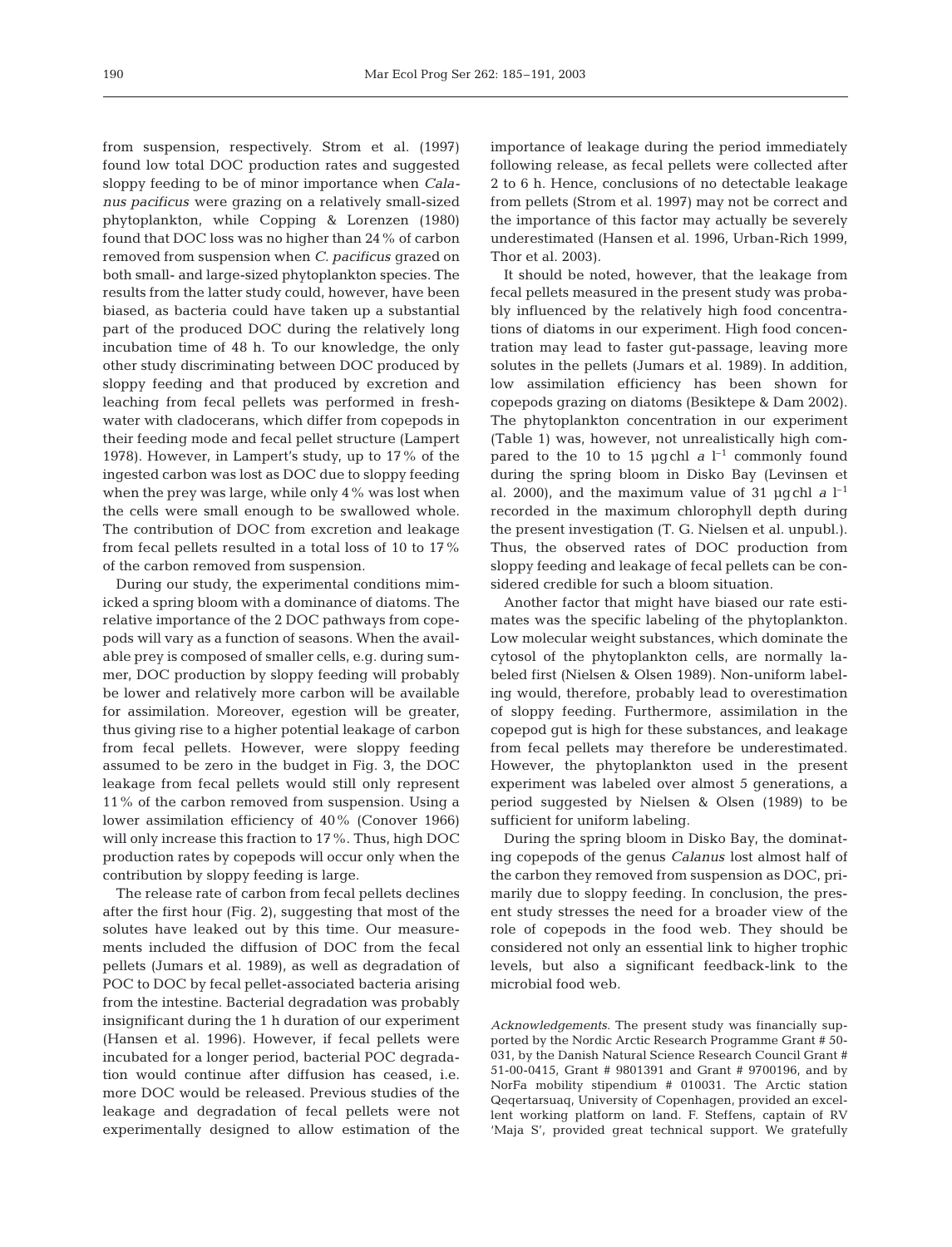from suspension, respectively. Strom et al. (1997) found low total DOC production rates and suggested sloppy feeding to be of minor importance when *Calanus pacificus* were grazing on a relatively small-sized phytoplankton, while Copping & Lorenzen (1980) found that DOC loss was no higher than 24% of carbon removed from suspension when *C. pacificus* grazed on both small- and large-sized phytoplankton species. The results from the latter study could, however, have been biased, as bacteria could have taken up a substantial part of the produced DOC during the relatively long incubation time of 48 h. To our knowledge, the only other study discriminating between DOC produced by sloppy feeding and that produced by excretion and leaching from fecal pellets was performed in freshwater with cladocerans, which differ from copepods in their feeding mode and fecal pellet structure (Lampert 1978). However, in Lampert's study, up to 17% of the ingested carbon was lost as DOC due to sloppy feeding when the prey was large, while only 4% was lost when the cells were small enough to be swallowed whole. The contribution of DOC from excretion and leakage from fecal pellets resulted in a total loss of 10 to 17% of the carbon removed from suspension.

During our study, the experimental conditions mimicked a spring bloom with a dominance of diatoms. The relative importance of the 2 DOC pathways from copepods will vary as a function of seasons. When the available prey is composed of smaller cells, e.g. during summer, DOC production by sloppy feeding will probably be lower and relatively more carbon will be available for assimilation. Moreover, egestion will be greater, thus giving rise to a higher potential leakage of carbon from fecal pellets. However, were sloppy feeding assumed to be zero in the budget in Fig. 3, the DOC leakage from fecal pellets would still only represent 11% of the carbon removed from suspension. Using a lower assimilation efficiency of 40% (Conover 1966) will only increase this fraction to 17%. Thus, high DOC production rates by copepods will occur only when the contribution by sloppy feeding is large.

The release rate of carbon from fecal pellets declines after the first hour (Fig. 2), suggesting that most of the solutes have leaked out by this time. Our measurements included the diffusion of DOC from the fecal pellets (Jumars et al. 1989), as well as degradation of POC to DOC by fecal pellet-associated bacteria arising from the intestine. Bacterial degradation was probably insignificant during the 1 h duration of our experiment (Hansen et al. 1996). However, if fecal pellets were incubated for a longer period, bacterial POC degradation would continue after diffusion has ceased, i.e. more DOC would be released. Previous studies of the leakage and degradation of fecal pellets were not experimentally designed to allow estimation of the importance of leakage during the period immediately following release, as fecal pellets were collected after 2 to 6 h. Hence, conclusions of no detectable leakage from pellets (Strom et al. 1997) may not be correct and the importance of this factor may actually be severely underestimated (Hansen et al. 1996, Urban-Rich 1999, Thor et al. 2003).

It should be noted, however, that the leakage from fecal pellets measured in the present study was probably influenced by the relatively high food concentrations of diatoms in our experiment. High food concentration may lead to faster gut-passage, leaving more solutes in the pellets (Jumars et al. 1989). In addition, low assimilation efficiency has been shown for copepods grazing on diatoms (Besiktepe & Dam 2002). The phytoplankton concentration in our experiment (Table 1) was, however, not unrealistically high compared to the 10 to 15 µg chl *a* $l^{-1}$ commonly found during the spring bloom in Disko Bay (Levinsen et al. 2000), and the maximum value of 31 µg chl *a* $l^{-1}$ recorded in the maximum chlorophyll depth during the present investigation (T. G. Nielsen et al. unpubl.). Thus, the observed rates of DOC production from sloppy feeding and leakage of fecal pellets can be considered credible for such a bloom situation.

Another factor that might have biased our rate estimates was the specific labeling of the phytoplankton. Low molecular weight substances, which dominate the cytosol of the phytoplankton cells, are normally labeled first (Nielsen & Olsen 1989). Non-uniform labeling would, therefore, probably lead to overestimation of sloppy feeding. Furthermore, assimilation in the copepod gut is high for these substances, and leakage from fecal pellets may therefore be underestimated. However, the phytoplankton used in the present experiment was labeled over almost 5 generations, a period suggested by Nielsen & Olsen (1989) to be sufficient for uniform labeling.

During the spring bloom in Disko Bay, the dominating copepods of the genus *Calanus* lost almost half of the carbon they removed from suspension as DOC, primarily due to sloppy feeding. In conclusion, the present study stresses the need for a broader view of the role of copepods in the food web. They should be considered not only an essential link to higher trophic levels, but also a significant feedback-link to the microbial food web.

*Acknowledgements.* The present study was financially supported by the Nordic Arctic Research Programme Grant # 50-031, by the Danish Natural Science Research Council Grant # 51-00-0415, Grant # 9801391 and Grant # 9700196, and by NorFa mobility stipendium # 010031. The Arctic station Qeqertarsuaq, University of Copenhagen, provided an excellent working platform on land. F. Steffens, captain of RV 'Maja S', provided great technical support. We gratefully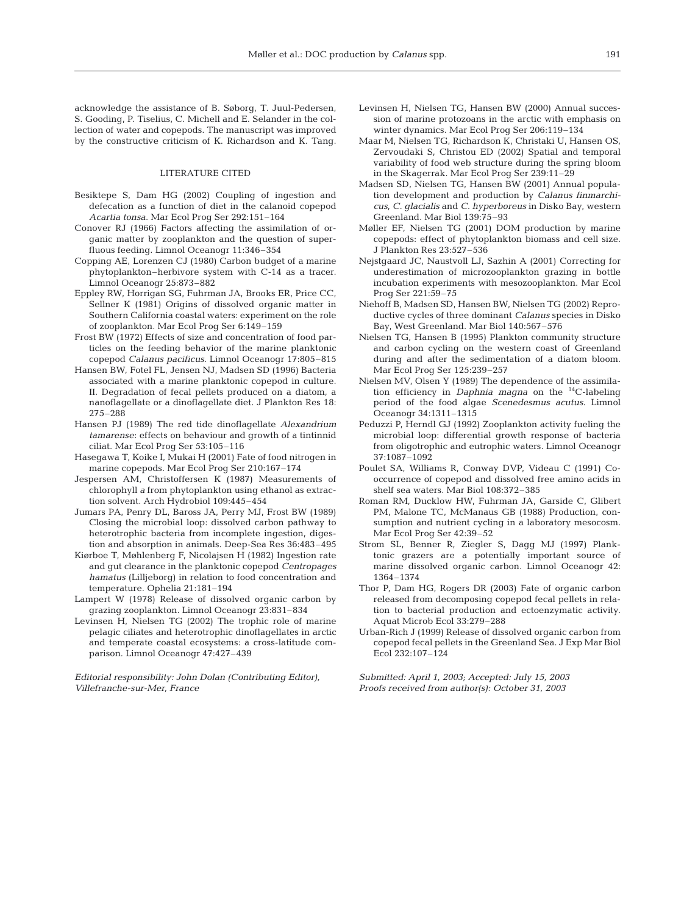acknowledge the assistance of B. Søborg, T. Juul-Pedersen, S. Gooding, P. Tiselius, C. Michell and E. Selander in the collection of water and copepods. The manuscript was improved by the constructive criticism of K. Richardson and K. Tang.

## LITERATURE CITED

Besiktepe S, Dam HG (2002) Coupling of ingestion and defecation as a function of diet in the calanoid copepod *Acartia tonsa*. Mar Ecol Prog Ser 292:151–164

Conover RJ (1966) Factors affecting the assimilation of organic matter by zooplankton and the question of superfluous feeding. Limnol Oceanogr 11:346–354

Copping AE, Lorenzen CJ (1980) Carbon budget of a marine phytoplankton–herbivore system with C-14 as a tracer. Limnol Oceanogr 25:873–882

Eppley RW, Horrigan SG, Fuhrman JA, Brooks ER, Price CC, Sellner K (1981) Origins of dissolved organic matter in Southern California coastal waters: experiment on the role of zooplankton. Mar Ecol Prog Ser 6:149–159

Frost BW (1972) Effects of size and concentration of food particles on the feeding behavior of the marine planktonic copepod *Calanus pacificus*. Limnol Oceanogr 17:805–815

Hansen BW, Fotel FL, Jensen NJ, Madsen SD (1996) Bacteria associated with a marine planktonic copepod in culture. II. Degradation of fecal pellets produced on a diatom, a nanoflagellate or a dinoflagellate diet. J Plankton Res 18: 275–288

Hansen PJ (1989) The red tide dinoflagellate *Alexandrium tamarense*: effects on behaviour and growth of a tintinnid ciliat. Mar Ecol Prog Ser 53:105–116

Hasegawa T, Koike I, Mukai H (2001) Fate of food nitrogen in marine copepods. Mar Ecol Prog Ser 210:167–174

Jespersen AM, Christoffersen K (1987) Measurements of chlorophyll *a* from phytoplankton using ethanol as extraction solvent. Arch Hydrobiol 109:445–454

Jumars PA, Penry DL, Baross JA, Perry MJ, Frost BW (1989) Closing the microbial loop: dissolved carbon pathway to heterotrophic bacteria from incomplete ingestion, digestion and absorption in animals. Deep-Sea Res 36:483–495

Kiørboe T, Møhlenberg F, Nicolajsen H (1982) Ingestion rate and gut clearance in the planktonic copepod *Centropages hamatus* (Lilljeborg) in relation to food concentration and temperature. Ophelia 21:181–194

Lampert W (1978) Release of dissolved organic carbon by grazing zooplankton. Limnol Oceanogr 23:831–834

Levinsen H, Nielsen TG (2002) The trophic role of marine pelagic ciliates and heterotrophic dinoflagellates in arctic and temperate coastal ecosystems: a cross-latitude comparison. Limnol Oceanogr 47:427–439

Levinsen H, Nielsen TG, Hansen BW (2000) Annual succession of marine protozoans in the arctic with emphasis on winter dynamics. Mar Ecol Prog Ser 206:119–134

Maar M, Nielsen TG, Richardson K, Christaki U, Hansen OS, Zervoudaki S, Christou ED (2002) Spatial and temporal variability of food web structure during the spring bloom in the Skagerrak. Mar Ecol Prog Ser 239:11–29

Madsen SD, Nielsen TG, Hansen BW (2001) Annual population development and production by *Calanus finmarchicus*, *C. glacialis* and *C. hyperboreus* in Disko Bay, western Greenland. Mar Biol 139:75–93

Møller EF, Nielsen TG (2001) DOM production by marine copepods: effect of phytoplankton biomass and cell size. J Plankton Res 23:527–536

Nejstgaard JC, Naustvoll LJ, Sazhin A (2001) Correcting for underestimation of microzooplankton grazing in bottle incubation experiments with mesozooplankton. Mar Ecol Prog Ser 221:59–75

Niehoff B, Madsen SD, Hansen BW, Nielsen TG (2002) Reproductive cycles of three dominant *Calanus* species in Disko Bay, West Greenland. Mar Biol 140:567–576

Nielsen TG, Hansen B (1995) Plankton community structure and carbon cycling on the western coast of Greenland during and after the sedimentation of a diatom bloom. Mar Ecol Prog Ser 125:239–257

Nielsen MV, Olsen Y (1989) The dependence of the assimilation efficiency in *Daphnia magna* on the $^{14}C$-labeling period of the food algae *Scenedesmus acutus*. Limnol Oceanogr 34:1311–1315

Peduzzi P, Herndl GJ (1992) Zooplankton activity fueling the microbial loop: differential growth response of bacteria from oligotrophic and eutrophic waters. Limnol Oceanogr 37:1087–1092

Poulet SA, Williams R, Conway DVP, Videau C (1991) Co-occurrence of copepod and dissolved free amino acids in shelf sea waters. Mar Biol 108:372–385

Roman RM, Ducklow HW, Fuhrman JA, Garside C, Glibert PM, Malone TC, McManaus GB (1988) Production, consumption and nutrient cycling in a laboratory mesocosm. Mar Ecol Prog Ser 42:39–52

Strom SL, Benner R, Ziegler S, Dagg MJ (1997) Planktonic grazers are a potentially important source of marine dissolved organic carbon. Limnol Oceanogr 42: 1364–1374

Thor P, Dam HG, Rogers DR (2003) Fate of organic carbon released from decomposing copepod fecal pellets in relation to bacterial production and ectoenzymatic activity. Aquat Microb Ecol 33:279–288

Urban-Rich J (1999) Release of dissolved organic carbon from copepod fecal pellets in the Greenland Sea. J Exp Mar Biol Ecol 232:107–124

*Editorial responsibility: John Dolan (Contributing Editor), Villefranche-sur-Mer, France*

*Submitted: April 1, 2003; Accepted: July 15, 2003*
*Proofs received from author(s): October 31, 2003*